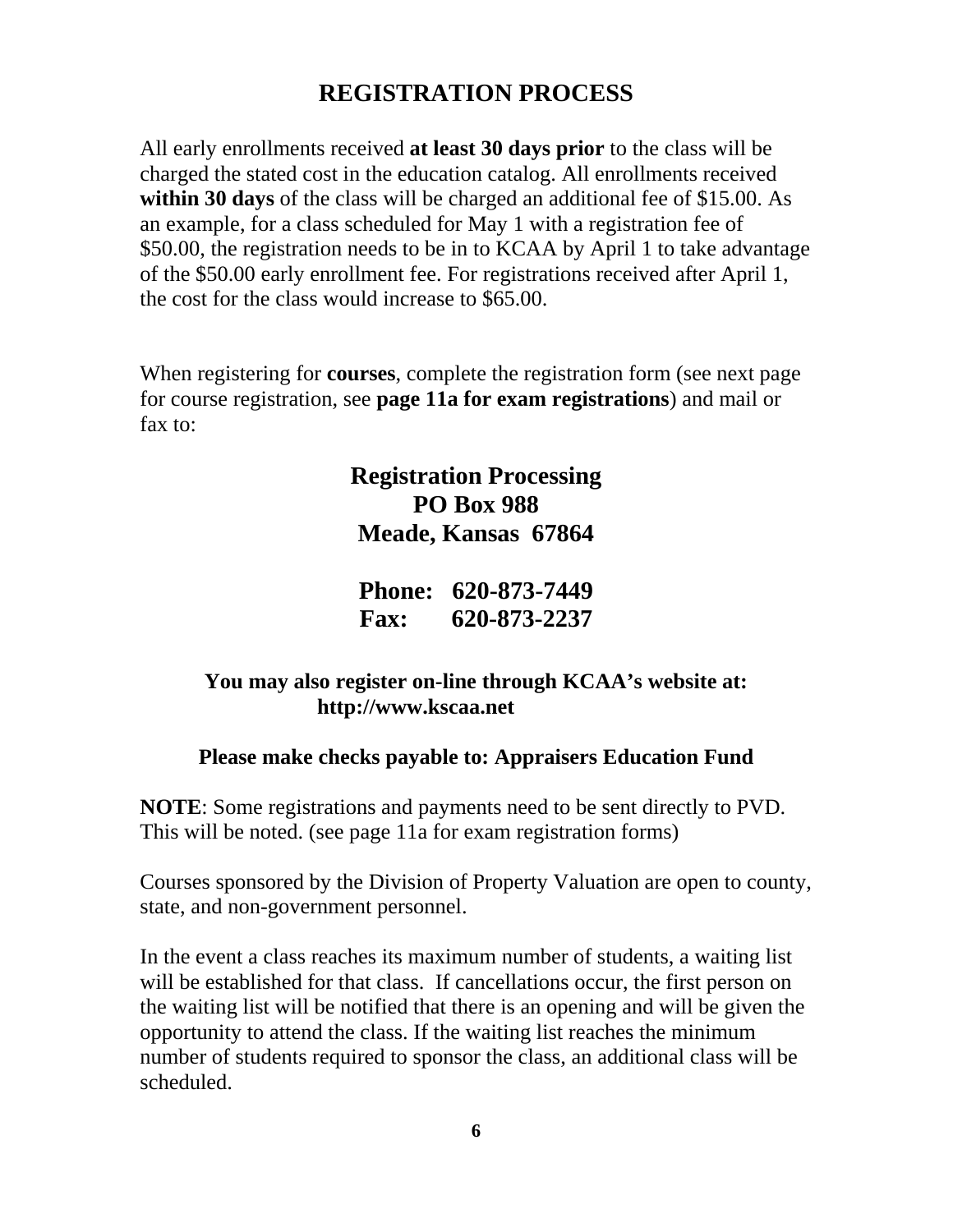# REGISTRATION PROCESS

All early enrollments received **at least 30 days prior** to the class will be charged the stated cost in the education catalog. All enrollments received **within 30 days** of the class will be charged an additional fee of $15.00. As an example, for a class scheduled for May 1 with a registration fee of $50.00, the registration needs to be in to KCAA by April 1 to take advantage of the $50.00 early enrollment fee. For registrations received after April 1, the cost for the class would increase to $65.00.

When registering for **courses**, complete the registration form (see next page for course registration, see **page 11a for exam registrations**) and mail or fax to:

**Registration Processing**
**PO Box 988**
**Meade, Kansas 67864**

**Phone: 620-873-7449**
**Fax: 620-873-2237**

**You may also register on-line through KCAA's website at: http://www.kscaa.net**

**Please make checks payable to: Appraisers Education Fund**

**NOTE**: Some registrations and payments need to be sent directly to PVD. This will be noted. (see page 11a for exam registration forms)

Courses sponsored by the Division of Property Valuation are open to county, state, and non-government personnel.

In the event a class reaches its maximum number of students, a waiting list will be established for that class. If cancellations occur, the first person on the waiting list will be notified that there is an opening and will be given the opportunity to attend the class. If the waiting list reaches the minimum number of students required to sponsor the class, an additional class will be scheduled.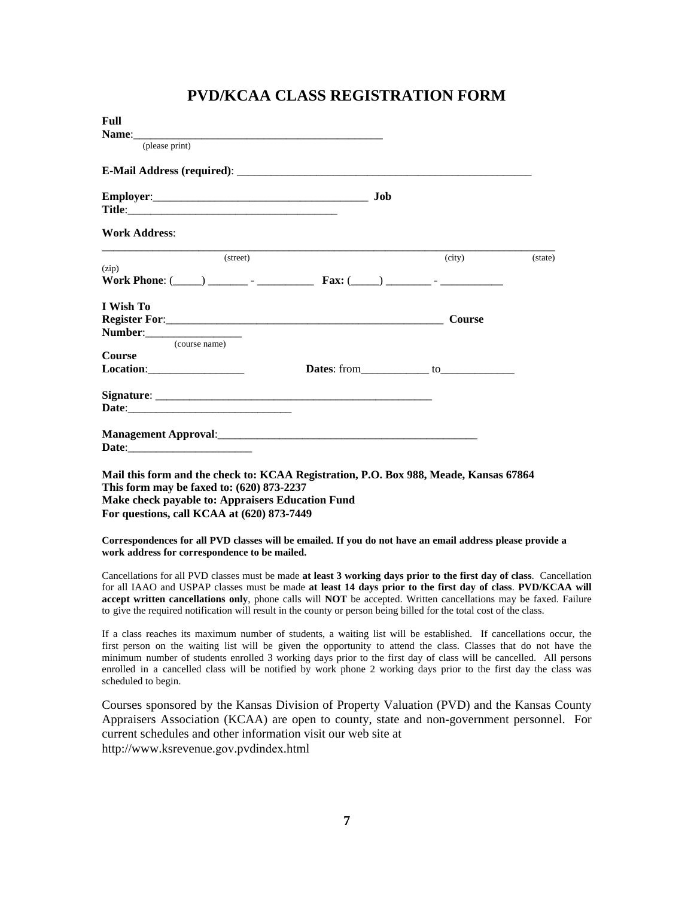# PVD/KCAA CLASS REGISTRATION FORM

**Full Name**:_____________________________________________
(please print)

**E-Mail Address (required)**: ______________________________________________________

**Employer**:______________________________________ **Job Title**:_____________________________________

**Work Address**:

___________________________________________________________________________________
(street) (city) (state) (zip)

**Work Phone**: (_____) _______ - __________ **Fax:** (_____) ________ - ___________

**I Wish To Register For**:___________________________________________________ **Course Number**:_________________
(course name)

**Course Location**:_________________ **Dates**: from____________ to_____________

**Signature**: ___________________________________________________ **Date**:_____________________________

**Management Approval**:_______________________________________________ **Date**:______________________

**Mail this form and the check to: KCAA Registration, P.O. Box 988, Meade, Kansas 67864**
**This form may be faxed to: (620) 873-2237**
**Make check payable to: Appraisers Education Fund**
**For questions, call KCAA at (620) 873-7449**

**Correspondences for all PVD classes will be emailed. If you do not have an email address please provide a work address for correspondence to be mailed.**

Cancellations for all PVD classes must be made **at least 3 working days prior to the first day of class**. Cancellation for all IAAO and USPAP classes must be made **at least 14 days prior to the first day of class**. **PVD/KCAA will accept written cancellations only**, phone calls will **NOT** be accepted. Written cancellations may be faxed. Failure to give the required notification will result in the county or person being billed for the total cost of the class.

If a class reaches its maximum number of students, a waiting list will be established. If cancellations occur, the first person on the waiting list will be given the opportunity to attend the class. Classes that do not have the minimum number of students enrolled 3 working days prior to the first day of class will be cancelled. All persons enrolled in a cancelled class will be notified by work phone 2 working days prior to the first day the class was scheduled to begin.

Courses sponsored by the Kansas Division of Property Valuation (PVD) and the Kansas County Appraisers Association (KCAA) are open to county, state and non-government personnel. For current schedules and other information visit our web site at http://www.ksrevenue.gov.pvdindex.html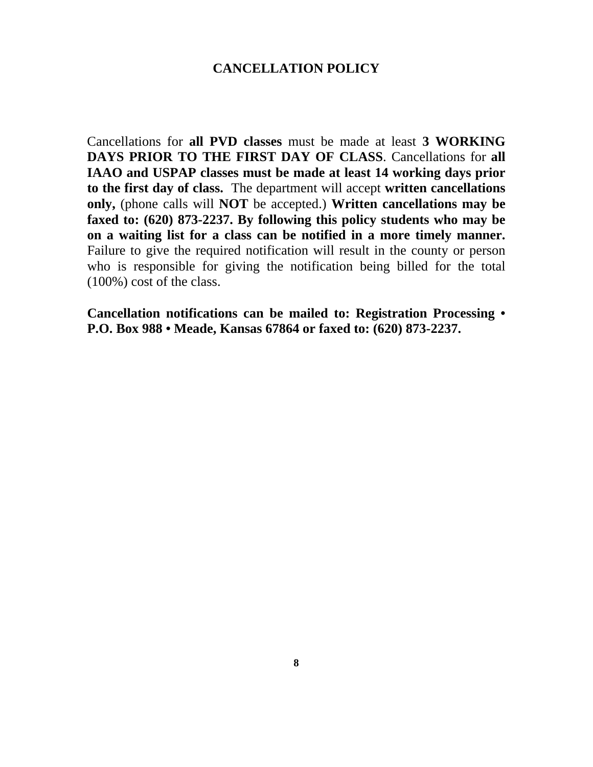# CANCELLATION POLICY

Cancellations for **all PVD classes** must be made at least **3 WORKING DAYS PRIOR TO THE FIRST DAY OF CLASS**. Cancellations for **all IAAO and USPAP classes must be made at least 14 working days prior to the first day of class.** The department will accept **written cancellations only,** (phone calls will **NOT** be accepted.) **Written cancellations may be faxed to: (620) 873-2237. By following this policy students who may be on a waiting list for a class can be notified in a more timely manner.** Failure to give the required notification will result in the county or person who is responsible for giving the notification being billed for the total (100%) cost of the class.

**Cancellation notifications can be mailed to: Registration Processing • P.O. Box 988 • Meade, Kansas 67864 or faxed to: (620) 873-2237.**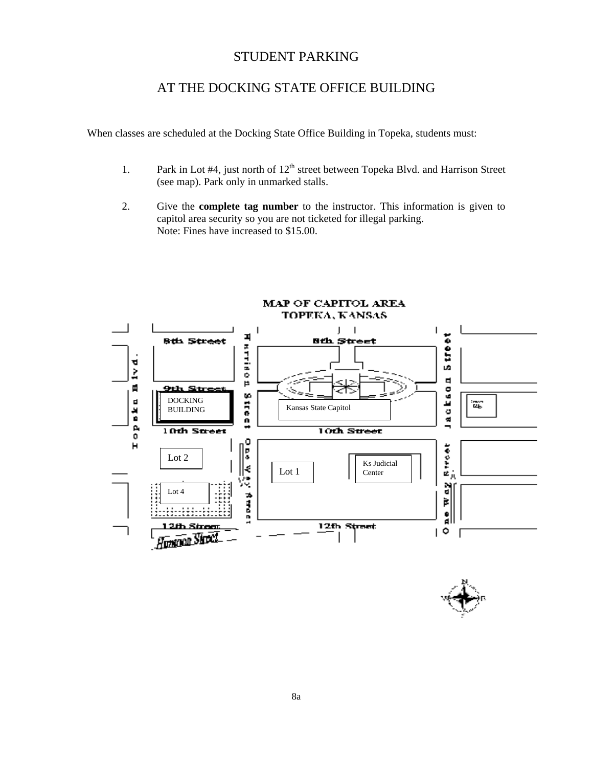# STUDENT PARKING

## AT THE DOCKING STATE OFFICE BUILDING

When classes are scheduled at the Docking State Office Building in Topeka, students must:

1. Park in Lot #4, just north of 12th street between Topeka Blvd. and Harrison Street (see map). Park only in unmarked stalls.

2. Give the **complete tag number** to the instructor. This information is given to capitol area security so you are not ticketed for illegal parking.
   Note: Fines have increased to $15.00.

MAP OF CAPITOL AREA
TOPEKA, KANSAS

8th Street
8th Street
Harrison Street
Jackson Street
Topeka Blvd.
9th Street
DOCKING BUILDING
Kansas State Capitol
10th Street
10th Street
One Way Street
Lot 2
Lot 1
Ks Judicial Center
One Way Street
Lot 4
12th Street
12th Street
Harrison Street